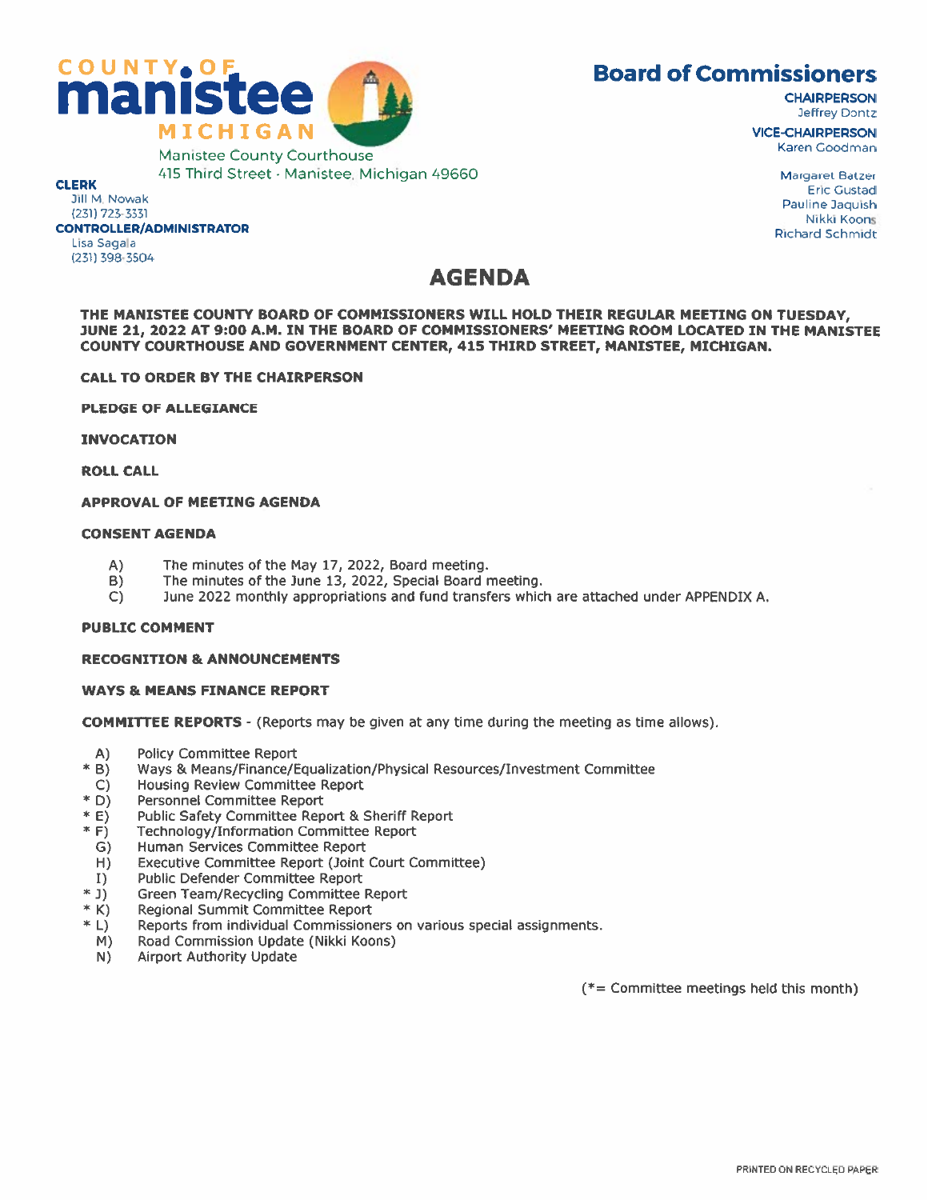# COUNTY OF manistee MICHIGAN

Manistee County Courthouse
415 Third Street · Manistee, Michigan 49660

**CLERK**
Jill M. Nowak
(231) 723-3331

**CONTROLLER/ADMINISTRATOR**
Lisa Sagala
(231) 398-3504

## Board of Commissioners

**CHAIRPERSON**
Jeffrey Dontz

**VICE-CHAIRPERSON**
Karen Goodman

Margaret Batzer
Eric Gustad
Pauline Jaquish
Nikki Koons
Richard Schmidt

# AGENDA

**THE MANISTEE COUNTY BOARD OF COMMISSIONERS WILL HOLD THEIR REGULAR MEETING ON TUESDAY, JUNE 21, 2022 AT 9:00 A.M. IN THE BOARD OF COMMISSIONERS' MEETING ROOM LOCATED IN THE MANISTEE COUNTY COURTHOUSE AND GOVERNMENT CENTER, 415 THIRD STREET, MANISTEE, MICHIGAN.**

**CALL TO ORDER BY THE CHAIRPERSON**

**PLEDGE OF ALLEGIANCE**

**INVOCATION**

**ROLL CALL**

**APPROVAL OF MEETING AGENDA**

**CONSENT AGENDA**

- A) The minutes of the May 17, 2022, Board meeting.
- B) The minutes of the June 13, 2022, Special Board meeting.
- C) June 2022 monthly appropriations and fund transfers which are attached under APPENDIX A.

**PUBLIC COMMENT**

**RECOGNITION & ANNOUNCEMENTS**

**WAYS & MEANS FINANCE REPORT**

**COMMITTEE REPORTS** - (Reports may be given at any time during the meeting as time allows).

- A) Policy Committee Report
- \* B) Ways & Means/Finance/Equalization/Physical Resources/Investment Committee
- C) Housing Review Committee Report
- \* D) Personnel Committee Report
- \* E) Public Safety Committee Report & Sheriff Report
- \* F) Technology/Information Committee Report
- G) Human Services Committee Report
- H) Executive Committee Report (Joint Court Committee)
- I) Public Defender Committee Report
- \* J) Green Team/Recycling Committee Report
- \* K) Regional Summit Committee Report
- \* L) Reports from individual Commissioners on various special assignments.
- M) Road Commission Update (Nikki Koons)
- N) Airport Authority Update

(*= Committee meetings held this month)

PRINTED ON RECYCLED PAPER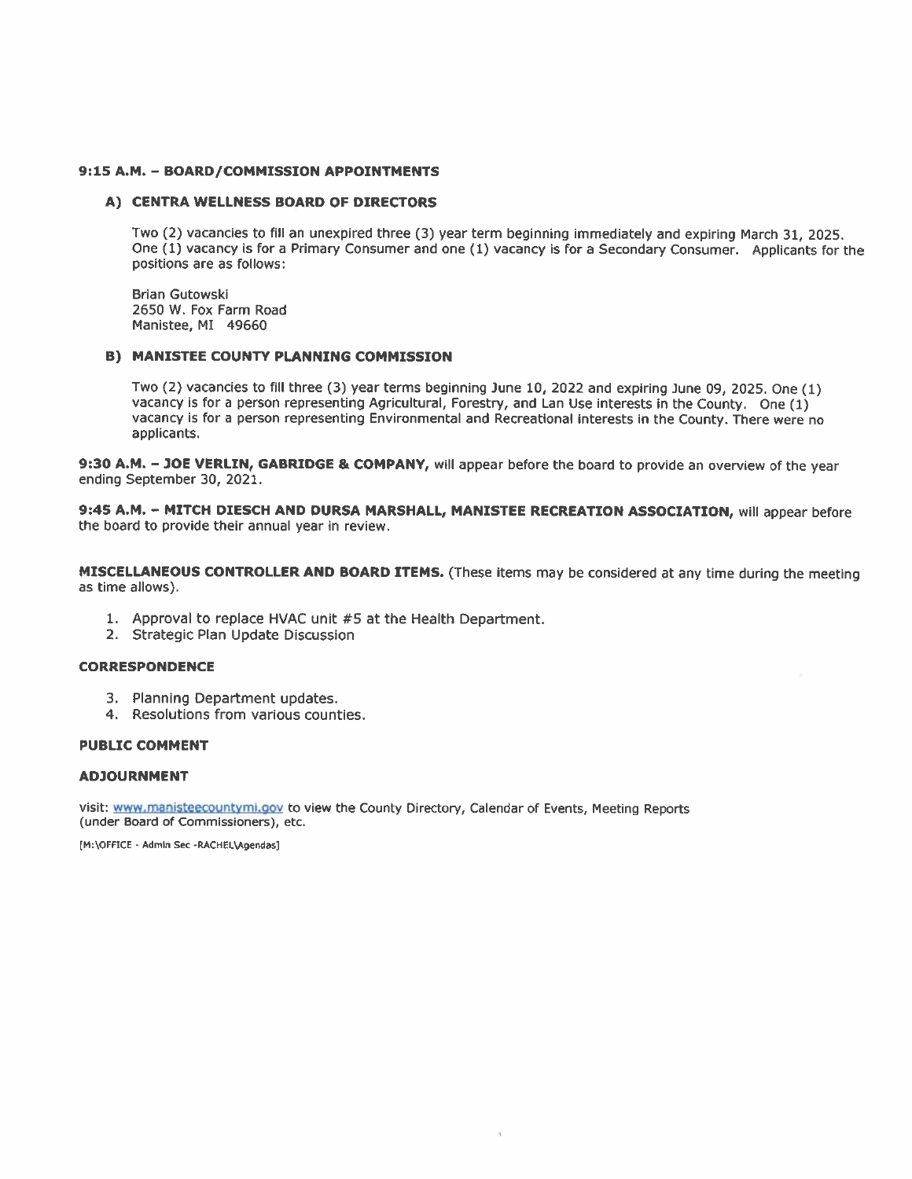**9:15 A.M. – BOARD/COMMISSION APPOINTMENTS**

**A) CENTRA WELLNESS BOARD OF DIRECTORS**

Two (2) vacancies to fill an unexpired three (3) year term beginning immediately and expiring March 31, 2025. One (1) vacancy is for a Primary Consumer and one (1) vacancy is for a Secondary Consumer. Applicants for the positions are as follows:

Brian Gutowski
2650 W. Fox Farm Road
Manistee, MI 49660

**B) MANISTEE COUNTY PLANNING COMMISSION**

Two (2) vacancies to fill three (3) year terms beginning June 10, 2022 and expiring June 09, 2025. One (1) vacancy is for a person representing Agricultural, Forestry, and Lan Use interests in the County. One (1) vacancy is for a person representing Environmental and Recreational interests in the County. There were no applicants.

**9:30 A.M. – JOE VERLIN, GABRIDGE & COMPANY,** will appear before the board to provide an overview of the year ending September 30, 2021.

**9:45 A.M. – MITCH DIESCH AND DURSA MARSHALL, MANISTEE RECREATION ASSOCIATION,** will appear before the board to provide their annual year in review.

**MISCELLANEOUS CONTROLLER AND BOARD ITEMS.** (These items may be considered at any time during the meeting as time allows).

1. Approval to replace HVAC unit #5 at the Health Department.
2. Strategic Plan Update Discussion

**CORRESPONDENCE**

3. Planning Department updates.
4. Resolutions from various counties.

**PUBLIC COMMENT**

**ADJOURNMENT**

visit: www.manisteecountymi.gov to view the County Directory, Calendar of Events, Meeting Reports (under Board of Commissioners), etc.

[M:\OFFICE - Admin Sec -RACHEL\Agendas]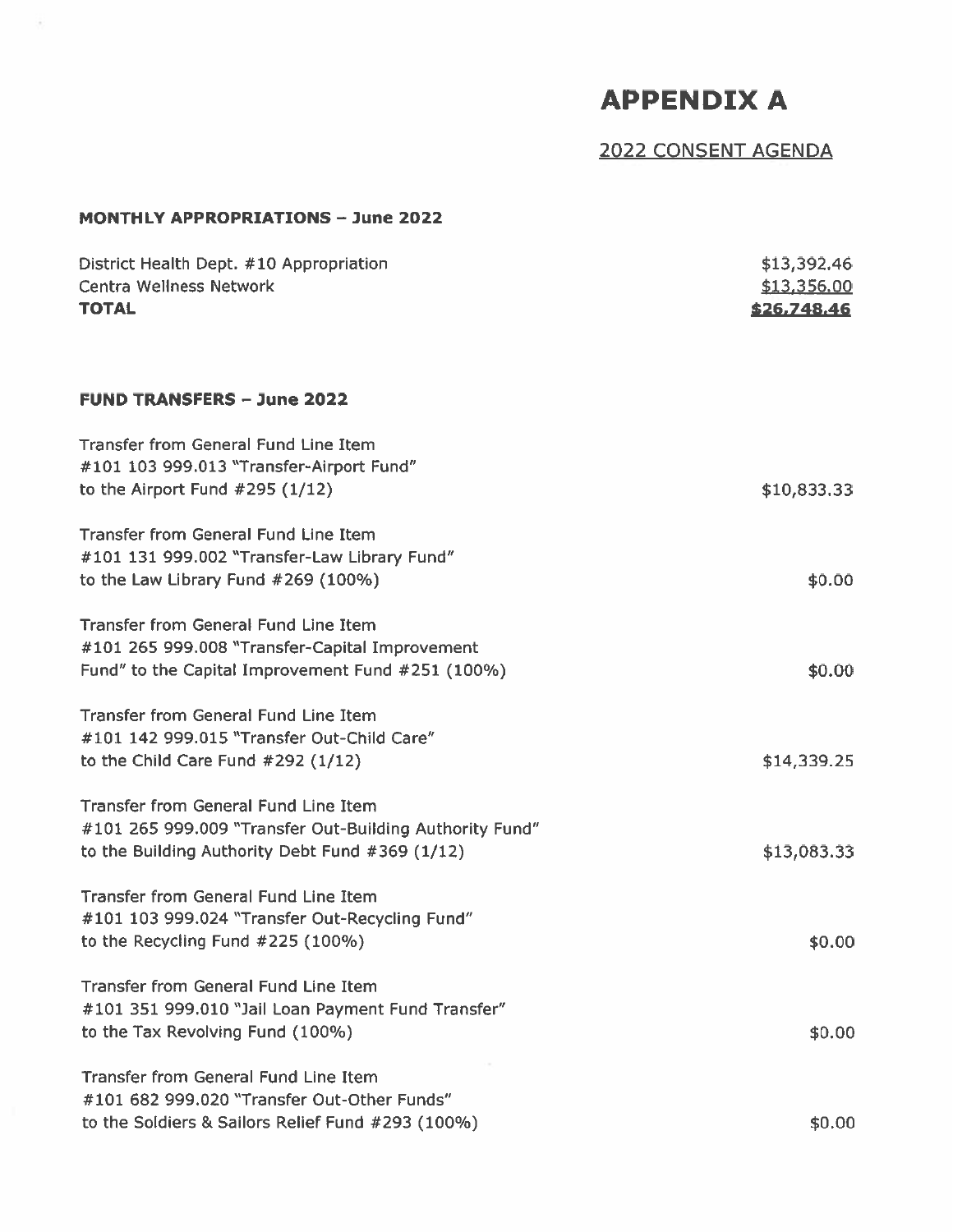# APPENDIX A

## 2022 CONSENT AGENDA

### MONTHLY APPROPRIATIONS – June 2022

| | |
|---|---|
| District Health Dept. #10 Appropriation | $13,392.46 |
| Centra Wellness Network | $13,356.00 |
| **TOTAL** | **$26,748.46** |

### FUND TRANSFERS – June 2022

| | |
|---|---|
| Transfer from General Fund Line Item #101 103 999.013 "Transfer-Airport Fund" to the Airport Fund #295 (1/12) | $10,833.33 |
| Transfer from General Fund Line Item #101 131 999.002 "Transfer-Law Library Fund" to the Law Library Fund #269 (100%) | $0.00 |
| Transfer from General Fund Line Item #101 265 999.008 "Transfer-Capital Improvement Fund" to the Capital Improvement Fund #251 (100%) | $0.00 |
| Transfer from General Fund Line Item #101 142 999.015 "Transfer Out-Child Care" to the Child Care Fund #292 (1/12) | $14,339.25 |
| Transfer from General Fund Line Item #101 265 999.009 "Transfer Out-Building Authority Fund" to the Building Authority Debt Fund #369 (1/12) | $13,083.33 |
| Transfer from General Fund Line Item #101 103 999.024 "Transfer Out-Recycling Fund" to the Recycling Fund #225 (100%) | $0.00 |
| Transfer from General Fund Line Item #101 351 999.010 "Jail Loan Payment Fund Transfer" to the Tax Revolving Fund (100%) | $0.00 |
| Transfer from General Fund Line Item #101 682 999.020 "Transfer Out-Other Funds" to the Soldiers & Sailors Relief Fund #293 (100%) | $0.00 |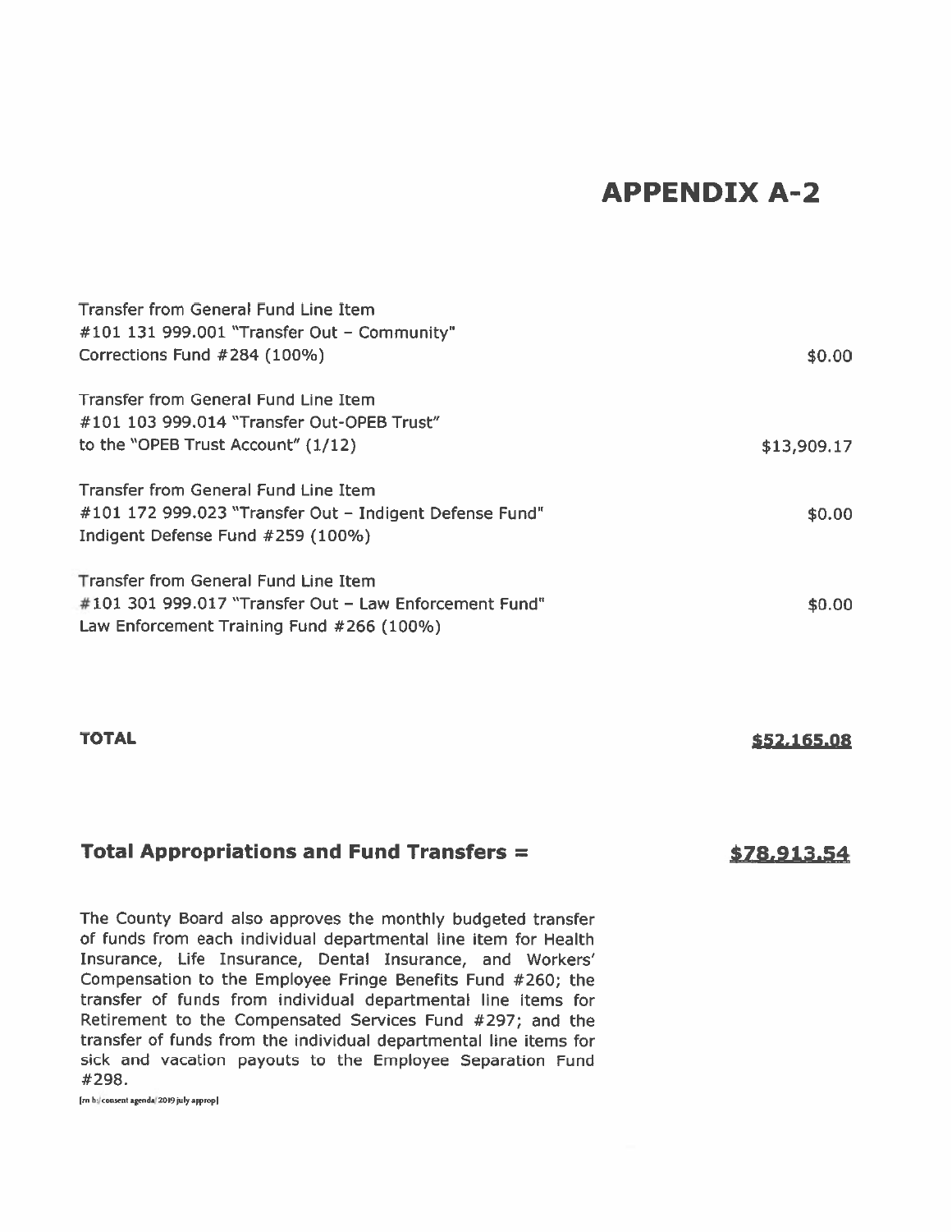# APPENDIX A-2

| | |
|---|---|
| Transfer from General Fund Line Item #101 131 999.001 "Transfer Out – Community" Corrections Fund #284 (100%) | $0.00 |
| Transfer from General Fund Line Item #101 103 999.014 "Transfer Out-OPEB Trust" to the "OPEB Trust Account" (1/12) | $13,909.17 |
| Transfer from General Fund Line Item #101 172 999.023 "Transfer Out – Indigent Defense Fund" Indigent Defense Fund #259 (100%) | $0.00 |
| Transfer from General Fund Line Item #101 301 999.017 "Transfer Out – Law Enforcement Fund" Law Enforcement Training Fund #266 (100%) | $0.00 |
| **TOTAL** | **$52,165.08** |

**Total Appropriations and Fund Transfers = $78,913.54**

The County Board also approves the monthly budgeted transfer of funds from each individual departmental line item for Health Insurance, Life Insurance, Dental Insurance, and Workers' Compensation to the Employee Fringe Benefits Fund #260; the transfer of funds from individual departmental line items for Retirement to the Compensated Services Fund #297; and the transfer of funds from the individual departmental line items for sick and vacation payouts to the Employee Separation Fund #298.

[rn h:/consent agenda/2019 july approp]